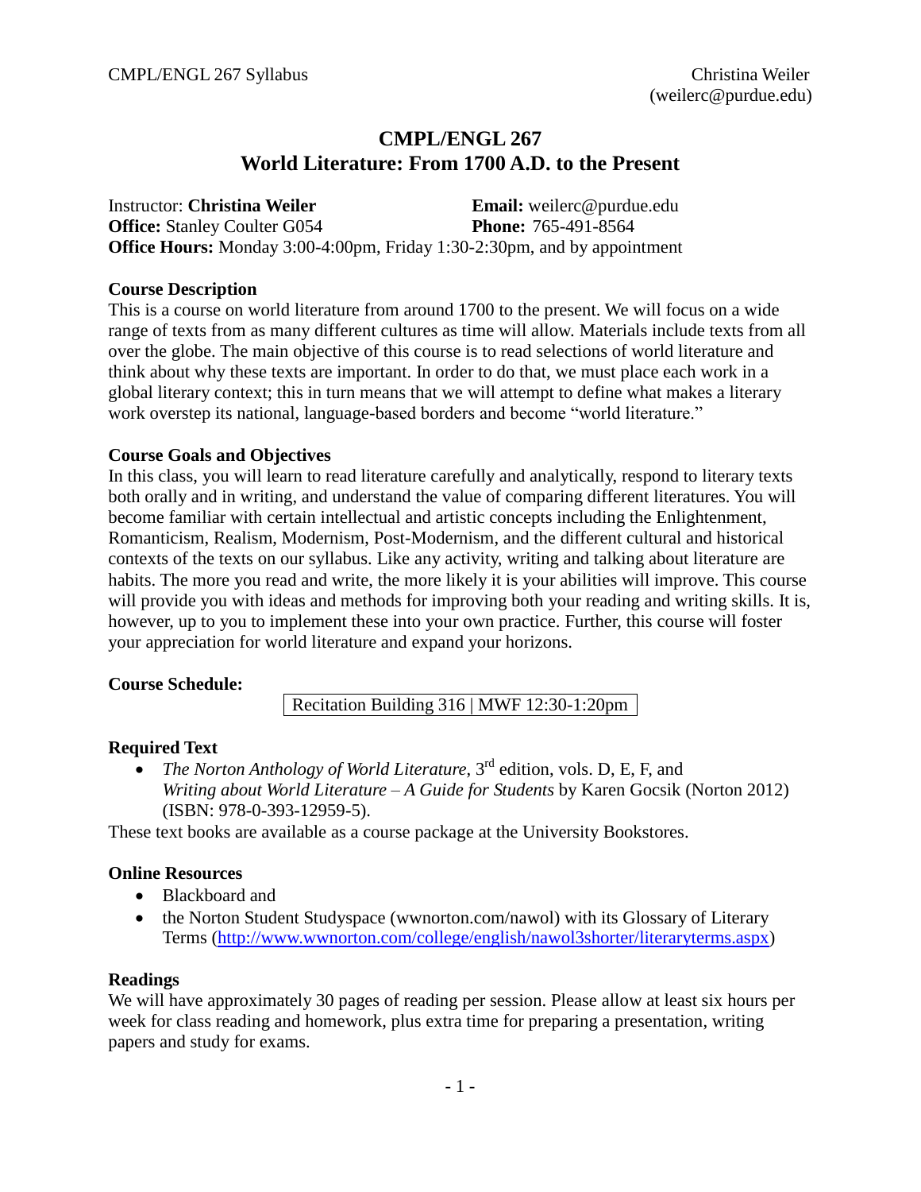# CMPL/ENGL 267
## World Literature: From 1700 A.D. to the Present

Instructor: **Christina Weiler** **Email:** weilerc@purdue.edu
**Office:** Stanley Coulter G054 **Phone:** 765-491-8564
**Office Hours:** Monday 3:00-4:00pm, Friday 1:30-2:30pm, and by appointment

### Course Description

This is a course on world literature from around 1700 to the present. We will focus on a wide range of texts from as many different cultures as time will allow. Materials include texts from all over the globe. The main objective of this course is to read selections of world literature and think about why these texts are important. In order to do that, we must place each work in a global literary context; this in turn means that we will attempt to define what makes a literary work overstep its national, language-based borders and become "world literature."

### Course Goals and Objectives

In this class, you will learn to read literature carefully and analytically, respond to literary texts both orally and in writing, and understand the value of comparing different literatures. You will become familiar with certain intellectual and artistic concepts including the Enlightenment, Romanticism, Realism, Modernism, Post-Modernism, and the different cultural and historical contexts of the texts on our syllabus. Like any activity, writing and talking about literature are habits. The more you read and write, the more likely it is your abilities will improve. This course will provide you with ideas and methods for improving both your reading and writing skills. It is, however, up to you to implement these into your own practice. Further, this course will foster your appreciation for world literature and expand your horizons.

### Course Schedule:

Recitation Building 316 | MWF 12:30-1:20pm

### Required Text

- *The Norton Anthology of World Literature*, 3rd edition, vols. D, E, F, and *Writing about World Literature – A Guide for Students* by Karen Gocsik (Norton 2012) (ISBN: 978-0-393-12959-5).

These text books are available as a course package at the University Bookstores.

### Online Resources

- Blackboard and
- the Norton Student Studyspace (wwnorton.com/nawol) with its Glossary of Literary Terms (http://www.wwnorton.com/college/english/nawol3shorter/literaryterms.aspx)

### Readings

We will have approximately 30 pages of reading per session. Please allow at least six hours per week for class reading and homework, plus extra time for preparing a presentation, writing papers and study for exams.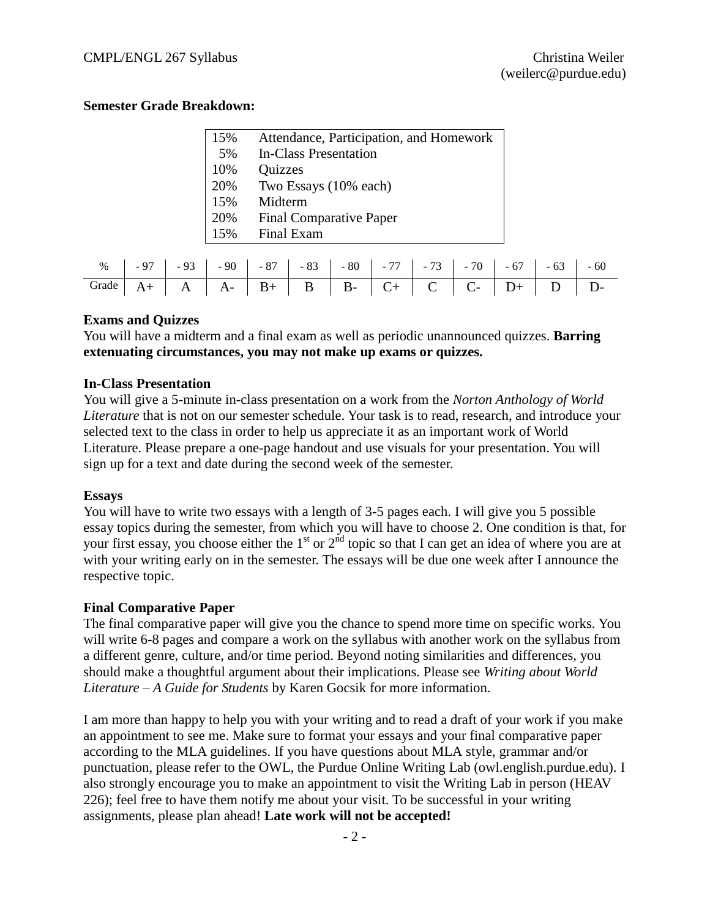**Semester Grade Breakdown:**

| | |
|---|---|
| 15% | Attendance, Participation, and Homework |
| 5% | In-Class Presentation |
| 10% | Quizzes |
| 20% | Two Essays (10% each) |
| 15% | Midterm |
| 20% | Final Comparative Paper |
| 15% | Final Exam |

| % | - 97 | - 93 | - 90 | - 87 | - 83 | - 80 | - 77 | - 73 | - 70 | - 67 | - 63 | - 60 |
|---|---|---|---|---|---|---|---|---|---|---|---|---|
| Grade | A+ | A | A- | B+ | B | B- | C+ | C | C- | D+ | D | D- |

**Exams and Quizzes**
You will have a midterm and a final exam as well as periodic unannounced quizzes. **Barring extenuating circumstances, you may not make up exams or quizzes.**

**In-Class Presentation**
You will give a 5-minute in-class presentation on a work from the *Norton Anthology of World Literature* that is not on our semester schedule. Your task is to read, research, and introduce your selected text to the class in order to help us appreciate it as an important work of World Literature. Please prepare a one-page handout and use visuals for your presentation. You will sign up for a text and date during the second week of the semester.

**Essays**
You will have to write two essays with a length of 3-5 pages each. I will give you 5 possible essay topics during the semester, from which you will have to choose 2. One condition is that, for your first essay, you choose either the 1st or 2nd topic so that I can get an idea of where you are at with your writing early on in the semester. The essays will be due one week after I announce the respective topic.

**Final Comparative Paper**
The final comparative paper will give you the chance to spend more time on specific works. You will write 6-8 pages and compare a work on the syllabus with another work on the syllabus from a different genre, culture, and/or time period. Beyond noting similarities and differences, you should make a thoughtful argument about their implications. Please see *Writing about World Literature – A Guide for Students* by Karen Gocsik for more information.

I am more than happy to help you with your writing and to read a draft of your work if you make an appointment to see me. Make sure to format your essays and your final comparative paper according to the MLA guidelines. If you have questions about MLA style, grammar and/or punctuation, please refer to the OWL, the Purdue Online Writing Lab (owl.english.purdue.edu). I also strongly encourage you to make an appointment to visit the Writing Lab in person (HEAV 226); feel free to have them notify me about your visit. To be successful in your writing assignments, please plan ahead! **Late work will not be accepted!**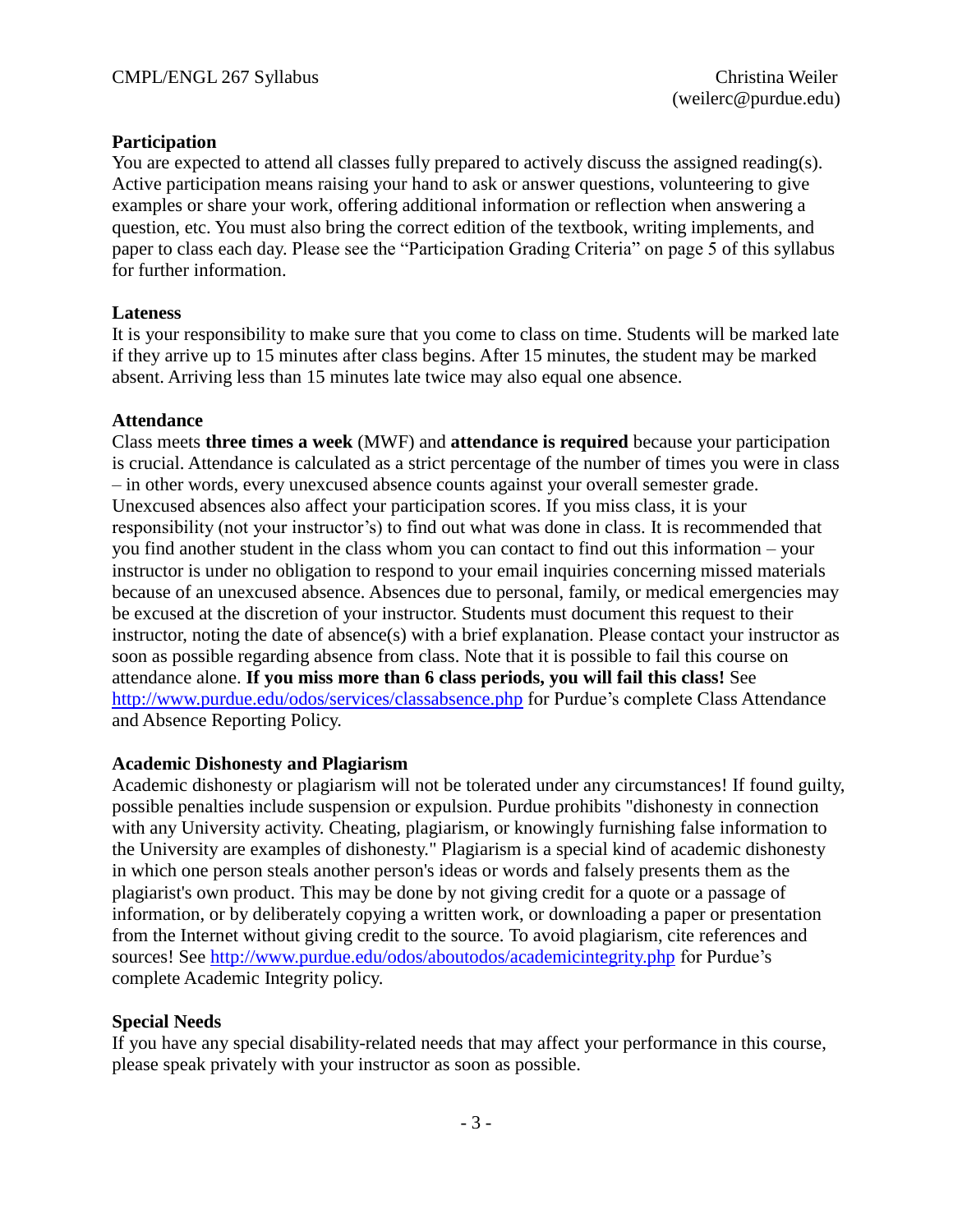## Participation

You are expected to attend all classes fully prepared to actively discuss the assigned reading(s). Active participation means raising your hand to ask or answer questions, volunteering to give examples or share your work, offering additional information or reflection when answering a question, etc. You must also bring the correct edition of the textbook, writing implements, and paper to class each day. Please see the "Participation Grading Criteria" on page 5 of this syllabus for further information.

## Lateness

It is your responsibility to make sure that you come to class on time. Students will be marked late if they arrive up to 15 minutes after class begins. After 15 minutes, the student may be marked absent. Arriving less than 15 minutes late twice may also equal one absence.

## Attendance

Class meets **three times a week** (MWF) and **attendance is required** because your participation is crucial. Attendance is calculated as a strict percentage of the number of times you were in class – in other words, every unexcused absence counts against your overall semester grade. Unexcused absences also affect your participation scores. If you miss class, it is your responsibility (not your instructor's) to find out what was done in class. It is recommended that you find another student in the class whom you can contact to find out this information – your instructor is under no obligation to respond to your email inquiries concerning missed materials because of an unexcused absence. Absences due to personal, family, or medical emergencies may be excused at the discretion of your instructor. Students must document this request to their instructor, noting the date of absence(s) with a brief explanation. Please contact your instructor as soon as possible regarding absence from class. Note that it is possible to fail this course on attendance alone. **If you miss more than 6 class periods, you will fail this class!** See http://www.purdue.edu/odos/services/classabsence.php for Purdue's complete Class Attendance and Absence Reporting Policy.

## Academic Dishonesty and Plagiarism

Academic dishonesty or plagiarism will not be tolerated under any circumstances! If found guilty, possible penalties include suspension or expulsion. Purdue prohibits "dishonesty in connection with any University activity. Cheating, plagiarism, or knowingly furnishing false information to the University are examples of dishonesty." Plagiarism is a special kind of academic dishonesty in which one person steals another person's ideas or words and falsely presents them as the plagiarist's own product. This may be done by not giving credit for a quote or a passage of information, or by deliberately copying a written work, or downloading a paper or presentation from the Internet without giving credit to the source. To avoid plagiarism, cite references and sources! See http://www.purdue.edu/odos/aboutodos/academicintegrity.php for Purdue's complete Academic Integrity policy.

## Special Needs

If you have any special disability-related needs that may affect your performance in this course, please speak privately with your instructor as soon as possible.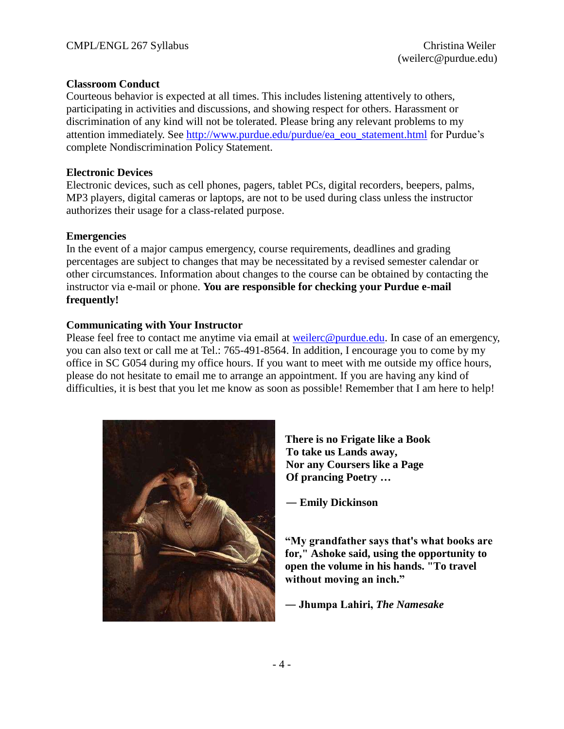## Classroom Conduct

Courteous behavior is expected at all times. This includes listening attentively to others, participating in activities and discussions, and showing respect for others. Harassment or discrimination of any kind will not be tolerated. Please bring any relevant problems to my attention immediately. See http://www.purdue.edu/purdue/ea_eou_statement.html for Purdue's complete Nondiscrimination Policy Statement.

## Electronic Devices

Electronic devices, such as cell phones, pagers, tablet PCs, digital recorders, beepers, palms, MP3 players, digital cameras or laptops, are not to be used during class unless the instructor authorizes their usage for a class-related purpose.

## Emergencies

In the event of a major campus emergency, course requirements, deadlines and grading percentages are subject to changes that may be necessitated by a revised semester calendar or other circumstances. Information about changes to the course can be obtained by contacting the instructor via e-mail or phone. **You are responsible for checking your Purdue e-mail frequently!**

## Communicating with Your Instructor

Please feel free to contact me anytime via email at weilerc@purdue.edu. In case of an emergency, you can also text or call me at Tel.: 765-491-8564. In addition, I encourage you to come by my office in SC G054 during my office hours. If you want to meet with me outside my office hours, please do not hesitate to email me to arrange an appointment. If you are having any kind of difficulties, it is best that you let me know as soon as possible! Remember that I am here to help!

**There is no Frigate like a Book**
**To take us Lands away,**
**Nor any Coursers like a Page**
**Of prancing Poetry …**

**— Emily Dickinson**

**"My grandfather says that's what books are for," Ashoke said, using the opportunity to open the volume in his hands. "To travel without moving an inch."**

**— Jhumpa Lahiri, *The Namesake***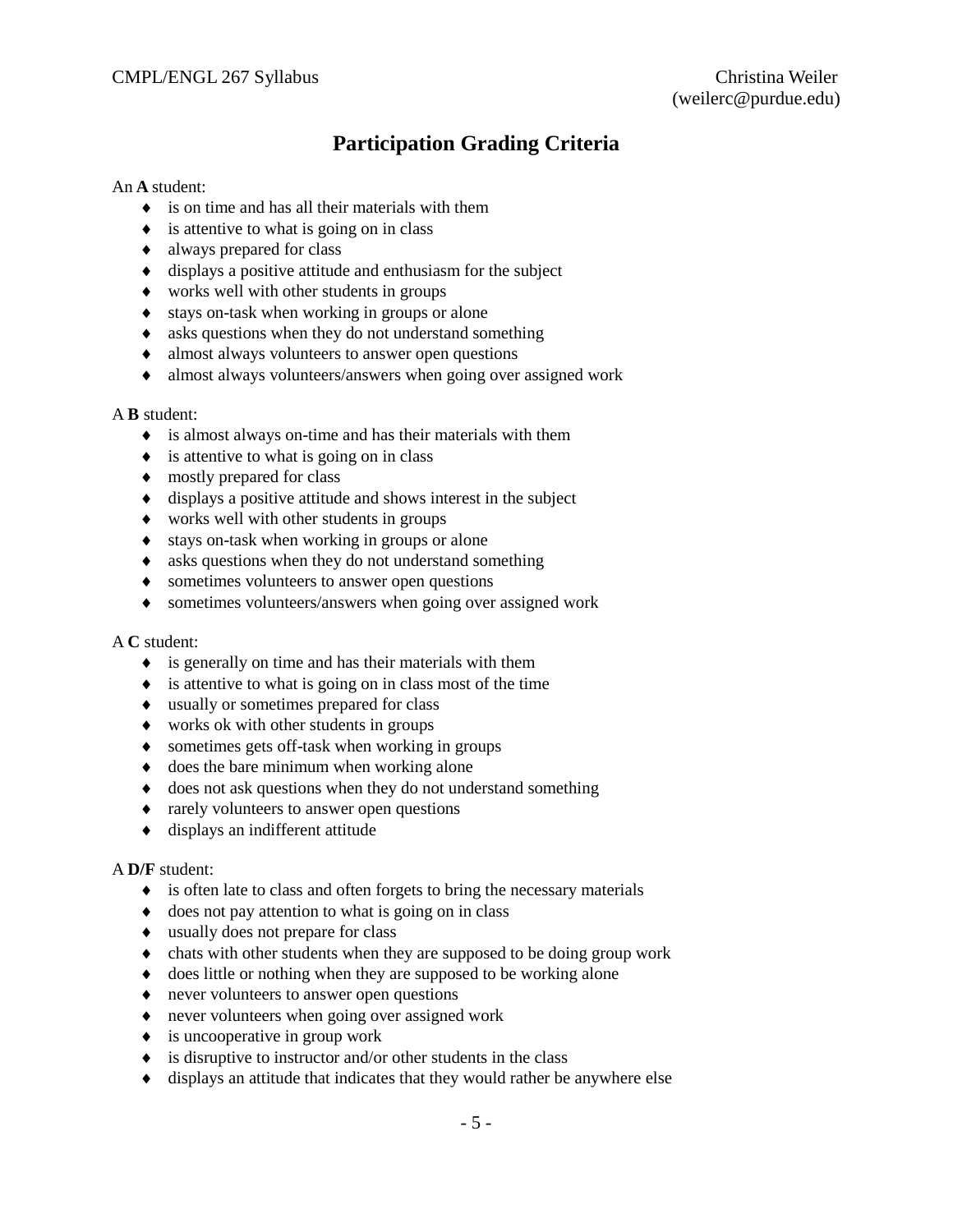# Participation Grading Criteria

An **A** student:

- is on time and has all their materials with them
- is attentive to what is going on in class
- always prepared for class
- displays a positive attitude and enthusiasm for the subject
- works well with other students in groups
- stays on-task when working in groups or alone
- asks questions when they do not understand something
- almost always volunteers to answer open questions
- almost always volunteers/answers when going over assigned work

A **B** student:

- is almost always on-time and has their materials with them
- is attentive to what is going on in class
- mostly prepared for class
- displays a positive attitude and shows interest in the subject
- works well with other students in groups
- stays on-task when working in groups or alone
- asks questions when they do not understand something
- sometimes volunteers to answer open questions
- sometimes volunteers/answers when going over assigned work

A **C** student:

- is generally on time and has their materials with them
- is attentive to what is going on in class most of the time
- usually or sometimes prepared for class
- works ok with other students in groups
- sometimes gets off-task when working in groups
- does the bare minimum when working alone
- does not ask questions when they do not understand something
- rarely volunteers to answer open questions
- displays an indifferent attitude

A **D/F** student:

- is often late to class and often forgets to bring the necessary materials
- does not pay attention to what is going on in class
- usually does not prepare for class
- chats with other students when they are supposed to be doing group work
- does little or nothing when they are supposed to be working alone
- never volunteers to answer open questions
- never volunteers when going over assigned work
- is uncooperative in group work
- is disruptive to instructor and/or other students in the class
- displays an attitude that indicates that they would rather be anywhere else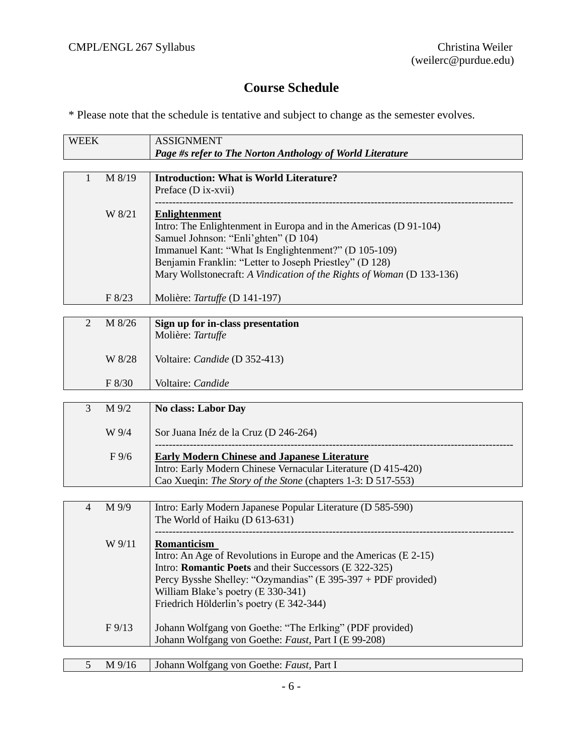## Course Schedule

* Please note that the schedule is tentative and subject to change as the semester evolves.

| WEEK | | ASSIGNMENT<br>***Page #s refer to The Norton Anthology of World Literature*** |
|---|---|---|
| 1 | M 8/19 | **Introduction: What is World Literature?**<br>Preface (D ix-xvii) |
| | W 8/21 | **<u>Enlightenment</u>**<br>Intro: The Enlightenment in Europa and in the Americas (D 91-104)<br>Samuel Johnson: "Enli'ghten" (D 104)<br>Immanuel Kant: "What Is Englightenment?" (D 105-109)<br>Benjamin Franklin: "Letter to Joseph Priestley" (D 128)<br>Mary Wollstonecraft: *A Vindication of the Rights of Woman* (D 133-136) |
| | F 8/23 | Molière: *Tartuffe* (D 141-197) |
| 2 | M 8/26 | **Sign up for in-class presentation**<br>Molière: *Tartuffe* |
| | W 8/28 | Voltaire: *Candide* (D 352-413) |
| | F 8/30 | Voltaire: *Candide* |
| 3 | M 9/2 | **No class: Labor Day** |
| | W 9/4 | Sor Juana Inéz de la Cruz (D 246-264) |
| | F 9/6 | **<u>Early Modern Chinese and Japanese Literature</u>**<br>Intro: Early Modern Chinese Vernacular Literature (D 415-420)<br>Cao Xueqin: *The Story of the Stone* (chapters 1-3: D 517-553) |
| 4 | M 9/9 | Intro: Early Modern Japanese Popular Literature (D 585-590)<br>The World of Haiku (D 613-631) |
| | W 9/11 | **<u>Romanticism</u>**<br>Intro: An Age of Revolutions in Europe and the Americas (E 2-15)<br>Intro: **Romantic Poets** and their Successors (E 322-325)<br>Percy Bysshe Shelley: "Ozymandias" (E 395-397 + PDF provided)<br>William Blake's poetry (E 330-341)<br>Friedrich Hölderlin's poetry (E 342-344) |
| | F 9/13 | Johann Wolfgang von Goethe: "The Erlking" (PDF provided)<br>Johann Wolfgang von Goethe: *Faust*, Part I (E 99-208) |
| 5 | M 9/16 | Johann Wolfgang von Goethe: *Faust*, Part I |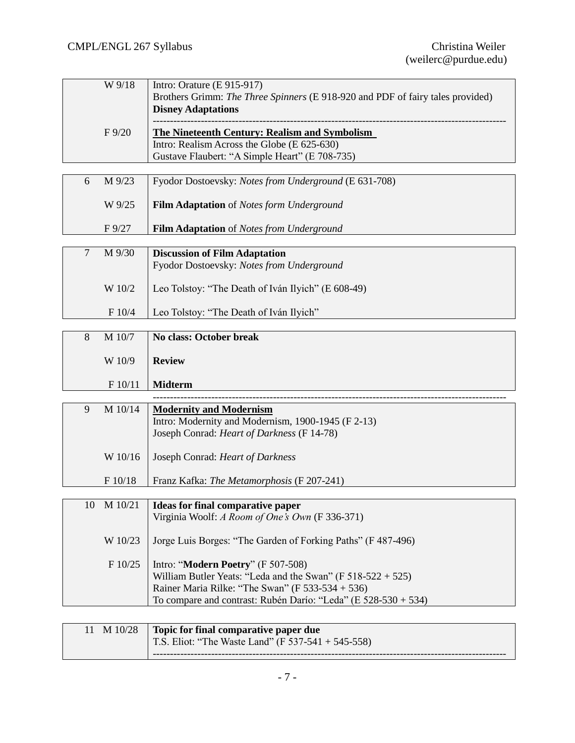| Week | Date | Content |
|---|---|---|
| | W 9/18 | Intro: Orature (E 915-917)<br>Brothers Grimm: *The Three Spinners* (E 918-920 and PDF of fairy tales provided)<br>**Disney Adaptations**<br>------------------------------------------------------------------------------------------------- |
| | F 9/20 | **<u>The Nineteenth Century: Realism and Symbolism</u>**<br>Intro: Realism Across the Globe (E 625-630)<br>Gustave Flaubert: "A Simple Heart" (E 708-735) |
| 6 | M 9/23 | Fyodor Dostoevsky: *Notes from Underground* (E 631-708) |
| | W 9/25 | **Film Adaptation** of *Notes form Underground* |
| | F 9/27 | **Film Adaptation** of *Notes from Underground* |
| 7 | M 9/30 | **Discussion of Film Adaptation**<br>Fyodor Dostoevsky: *Notes from Underground* |
| | W 10/2 | Leo Tolstoy: "The Death of Iván Ilyich" (E 608-49) |
| | F 10/4 | Leo Tolstoy: "The Death of Iván Ilyich" |
| 8 | M 10/7 | **No class: October break** |
| | W 10/9 | **Review** |
| | F 10/11 | **Midterm** |

-------------------------------------------------------------------------------------------------

| Week | Date | Content |
|---|---|---|
| 9 | M 10/14 | **<u>Modernity and Modernism</u>**<br>Intro: Modernity and Modernism, 1900-1945 (F 2-13)<br>Joseph Conrad: *Heart of Darkness* (F 14-78) |
| | W 10/16 | Joseph Conrad: *Heart of Darkness* |
| | F 10/18 | Franz Kafka: *The Metamorphosis* (F 207-241) |
| 10 | M 10/21 | **Ideas for final comparative paper**<br>Virginia Woolf: *A Room of One's Own* (F 336-371) |
| | W 10/23 | Jorge Luis Borges: "The Garden of Forking Paths" (F 487-496) |
| | F 10/25 | Intro: "**Modern Poetry**" (F 507-508)<br>William Butler Yeats: "Leda and the Swan" (F 518-522 + 525)<br>Rainer Maria Rilke: "The Swan" (F 533-534 + 536)<br>To compare and contrast: Rubén Darío: "Leda" (F 528-530 + 534) |
| 11 | M 10/28 | **Topic for final comparative paper due**<br>T.S. Eliot: "The Waste Land" (F 537-541 + 545-558)<br>------------------------------------------------------------------------------------------------- |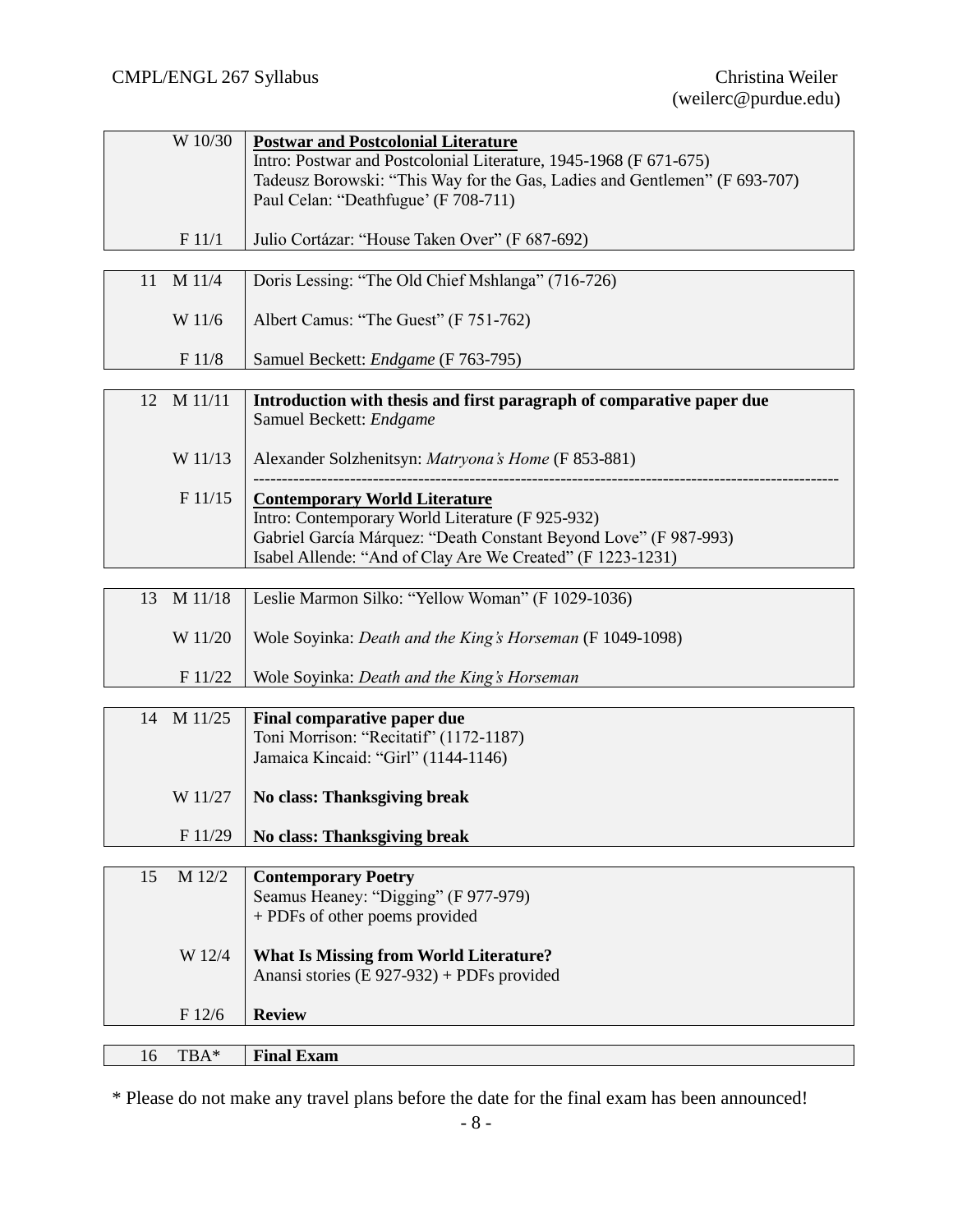| | | |
|---|---|---|
| | W 10/30 | **Postwar and Postcolonial Literature**<br>Intro: Postwar and Postcolonial Literature, 1945-1968 (F 671-675)<br>Tadeusz Borowski: "This Way for the Gas, Ladies and Gentlemen" (F 693-707)<br>Paul Celan: "Deathfugue' (F 708-711) |
| | F 11/1 | Julio Cortázar: "House Taken Over" (F 687-692) |
| 11 | M 11/4 | Doris Lessing: "The Old Chief Mshlanga" (716-726) |
| | W 11/6 | Albert Camus: "The Guest" (F 751-762) |
| | F 11/8 | Samuel Beckett: *Endgame* (F 763-795) |
| 12 | M 11/11 | **Introduction with thesis and first paragraph of comparative paper due**<br>Samuel Beckett: *Endgame* |
| | W 11/13 | Alexander Solzhenitsyn: *Matryona's Home* (F 853-881) |
| | F 11/15 | **Contemporary World Literature**<br>Intro: Contemporary World Literature (F 925-932)<br>Gabriel García Márquez: "Death Constant Beyond Love" (F 987-993)<br>Isabel Allende: "And of Clay Are We Created" (F 1223-1231) |
| 13 | M 11/18 | Leslie Marmon Silko: "Yellow Woman" (F 1029-1036) |
| | W 11/20 | Wole Soyinka: *Death and the King's Horseman* (F 1049-1098) |
| | F 11/22 | Wole Soyinka: *Death and the King's Horseman* |
| 14 | M 11/25 | **Final comparative paper due**<br>Toni Morrison: "Recitatif" (1172-1187)<br>Jamaica Kincaid: "Girl" (1144-1146) |
| | W 11/27 | **No class: Thanksgiving break** |
| | F 11/29 | **No class: Thanksgiving break** |
| 15 | M 12/2 | **Contemporary Poetry**<br>Seamus Heaney: "Digging" (F 977-979)<br>+ PDFs of other poems provided |
| | W 12/4 | **What Is Missing from World Literature?**<br>Anansi stories (E 927-932) + PDFs provided |
| | F 12/6 | **Review** |
| 16 | TBA* | **Final Exam** |

\* Please do not make any travel plans before the date for the final exam has been announced!